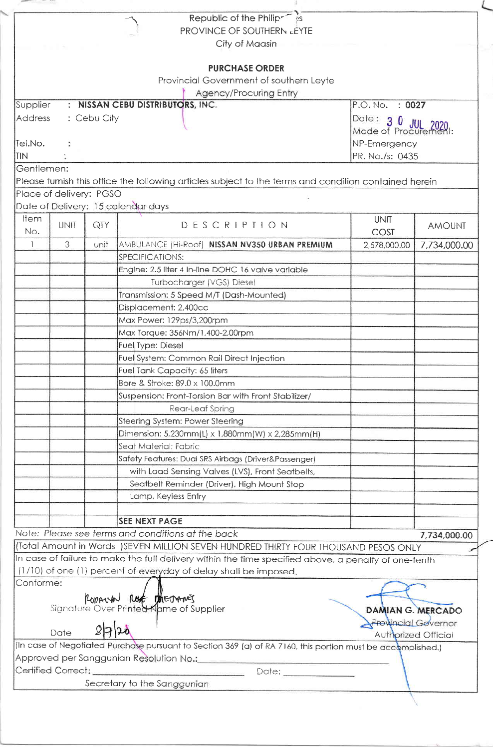Republic of the Philippines
PROVINCE OF SOUTHERN LEYTE
City of Maasin

**PURCHASE ORDER**

Provincial Government of southern Leyte
Agency/Procuring Entry

| | |
|---|---|
| Supplier : **NISSAN CEBU DISTRIBUTORS, INC.** | P.O. No. : **0027** |
| Address : Cebu City | Date : 30 JUL 2020 |
| | Mode of Procurement: |
| Tel.No. : | NP-Emergency |
| TIN : | PR. No./s: 0435 |

Gentlemen:

Please furnish this office the following articles subject to the terms and condition contained herein

Place of delivery: PGSO

Date of Delivery: 15 calendar days

| Item No. | UNIT | QTY | DESCRIPTION | UNIT COST | AMOUNT |
|---|---|---|---|---|---|
| 1 | 3 | unit | AMBULANCE (Hi-Roof) **NISSAN NV350 URBAN PREMIUM** | 2,578,000.00 | 7,734,000.00 |
| | | | SPECIFICATIONS: | | |
| | | | Engine: 2.5 liter 4 in-line DOHC 16 valve variable | | |
| | | | Turbocharger (VGS) Diesel | | |
| | | | Transmission: 5 Speed M/T (Dash-Mounted) | | |
| | | | Displacement: 2,400cc | | |
| | | | Max Power: 129ps/3,200rpm | | |
| | | | Max Torque: 356Nm/1,400-2,00rpm | | |
| | | | Fuel Type: Diesel | | |
| | | | Fuel System: Common Rail Direct Injection | | |
| | | | Fuel Tank Capacity: 65 liters | | |
| | | | Bore & Stroke: 89.0 x 100.0mm | | |
| | | | Suspension: Front-Torsion Bar with Front Stabilizer/ | | |
| | | | Rear-Leaf Spring | | |
| | | | Steering System: Power Steering | | |
| | | | Dimension: 5,230mm(L) x 1,880mm(W) x 2,285mm(H) | | |
| | | | Seat Material: Fabric | | |
| | | | Safety Features: Dual SRS Airbags (Driver&Passenger) | | |
| | | | with Load Sensing Valves (LVS), Front Seatbelts, | | |
| | | | Seatbelt Reminder (Driver), High Mount Stop | | |
| | | | Lamp, Keyless Entry | | |
| | | | | | |
| | | | **SEE NEXT PAGE** | | |

*Note: Please see terms and conditions at the back* **7,734,000.00**

(Total Amount in Words )SEVEN MILLION SEVEN HUNDRED THIRTY FOUR THOUSAND PESOS ONLY

In case of failure to make the full delivery within the time specified above, a penalty of one-tenth (1/10) of one (1) percent of everyday of delay shall be imposed.

Conforme:

RODALYN ROSE MEDRANES
Signature Over Printed Name of Supplier

Date 8/7/20

**DAMIAN G. MERCADO**
Provincial Governor
Authorized Official

(In case of Negotiated Purchase pursuant to Section 369 (a) of RA 7160, this portion must be accomplished.)

Approved per Sanggunian Resolution No.:\_\_\_\_\_\_\_\_\_\_\_\_\_\_\_\_\_\_\_\_

Certified Correct: \_\_\_\_\_\_\_\_\_\_\_\_\_\_\_\_\_\_\_\_ Date: \_\_\_\_\_\_\_\_\_\_

Secretary to the Sanggunian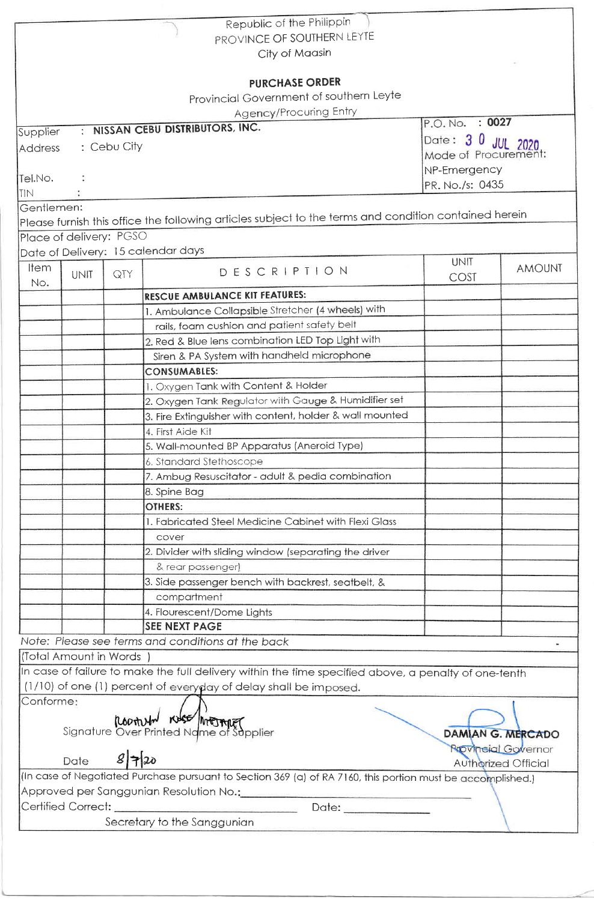Republic of the Philippin
PROVINCE OF SOUTHERN LEYTE
City of Maasin

**PURCHASE ORDER**

Provincial Government of southern Leyte
Agency/Procuring Entry

| | |
|---|---|
| Supplier : **NISSAN CEBU DISTRIBUTORS, INC.** | P.O. No. : **0027** |
| Address : Cebu City | Date : 3 0 JUL 2020 |
| | Mode of Procurement: NP-Emergency |
| Tel.No. : | PR. No./s: 0435 |
| TIN : | |

Gentlemen:
Please furnish this office the following articles subject to the terms and condition contained herein

Place of delivery: PGSO
Date of Delivery: 15 calendar days

| Item No. | UNIT | QTY | DESCRIPTION | UNIT COST | AMOUNT |
|---|---|---|---|---|---|
| | | | **RESCUE AMBULANCE KIT FEATURES:** | | |
| | | | 1. Ambulance Collapsible Stretcher (4 wheels) with rails, foam cushion and patient safety belt | | |
| | | | 2. Red & Blue lens combination LED Top Light with Siren & PA System with handheld microphone | | |
| | | | **CONSUMABLES:** | | |
| | | | 1. Oxygen Tank with Content & Holder | | |
| | | | 2. Oxygen Tank Regulator with Gauge & Humidifier set | | |
| | | | 3. Fire Extinguisher with content, holder & wall mounted | | |
| | | | 4. First Aide Kit | | |
| | | | 5. Wall-mounted BP Apparatus (Aneroid Type) | | |
| | | | 6. Standard Stethoscope | | |
| | | | 7. Ambug Resuscitator - adult & pedia combination | | |
| | | | 8. Spine Bag | | |
| | | | **OTHERS:** | | |
| | | | 1. Fabricated Steel Medicine Cabinet with Flexi Glass cover | | |
| | | | 2. Divider with sliding window (separating the driver & rear passenger) | | |
| | | | 3. Side passenger bench with backrest, seatbelt, & compartment | | |
| | | | 4. Flourescent/Dome Lights | | |
| | | | **SEE NEXT PAGE** | | |

*Note: Please see terms and conditions at the back*

(Total Amount in Words )

In case of failure to make the full delivery within the time specified above, a penalty of one-tenth (1/10) of one (1) percent of everyday of delay shall be imposed.

Conforme:

Signature Over Printed Name of Supplier

Date 8/7/20

**DAMIAN G. MERCADO**
Provincial Governor
Authorized Official

(In case of Negotiated Purchase pursuant to Section 369 (a) of RA 7160, this portion must be accomplished.)

Approved per Sanggunian Resolution No.: ____________________

Certified Correct: ____________________ Date: ____________

Secretary to the Sanggunian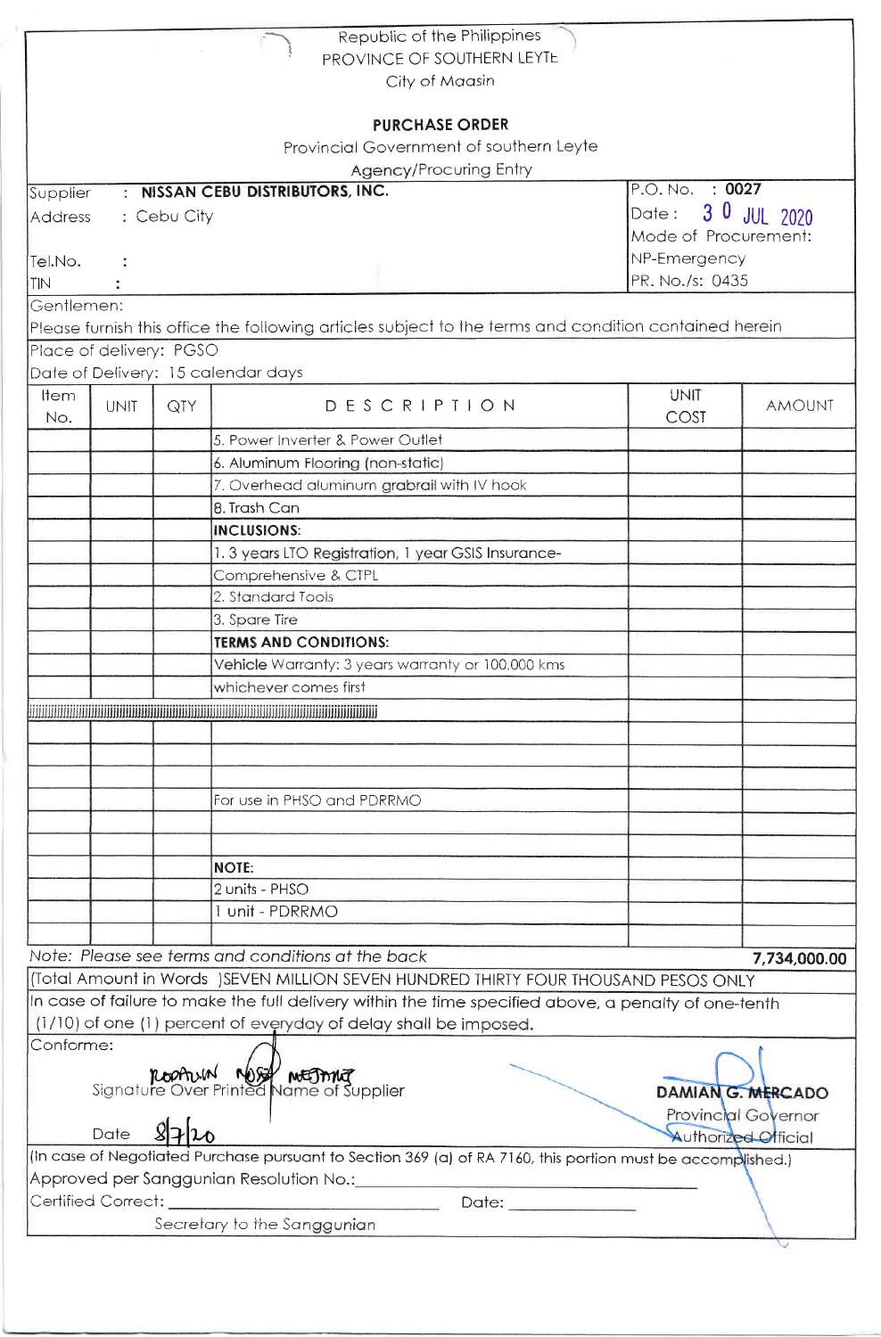Republic of the Philippines
PROVINCE OF SOUTHERN LEYTE
City of Maasin

**PURCHASE ORDER**

Provincial Government of southern Leyte
Agency/Procuring Entry

| | |
|---|---|
| Supplier : **NISSAN CEBU DISTRIBUTORS, INC.** | P.O. No. : **0027** |
| Address : Cebu City | Date : 3 0 JUL 2020 |
| | Mode of Procurement: |
| Tel.No. : | NP-Emergency |
| TIN : | PR. No./s: 0435 |

Gentlemen:
Please furnish this office the following articles subject to the terms and condition contained herein

Place of delivery: PGSO
Date of Delivery: 15 calendar days

| Item No. | UNIT | QTY | DESCRIPTION | UNIT COST | AMOUNT |
|---|---|---|---|---|---|
| | | | 5. Power Inverter & Power Outlet | | |
| | | | 6. Aluminum Flooring (non-static) | | |
| | | | 7. Overhead aluminum grabrail with IV hook | | |
| | | | 8. Trash Can | | |
| | | | **INCLUSIONS:** | | |
| | | | 1. 3 years LTO Registration, 1 year GSIS Insurance- | | |
| | | | Comprehensive & CTPL | | |
| | | | 2. Standard Tools | | |
| | | | 3. Spare Tire | | |
| | | | **TERMS AND CONDITIONS:** | | |
| | | | Vehicle Warranty: 3 years warranty or 100,000 kms | | |
| | | | whichever comes first | | |
| | | | | | |
| | | | | | |
| | | | | | |
| | | | For use in PHSO and PDRRMO | | |
| | | | | | |
| | | | | | |
| | | | **NOTE:** | | |
| | | | 2 units - PHSO | | |
| | | | 1 unit - PDRRMO | | |
| | | | | | |

*Note: Please see terms and conditions at the back* **7,734,000.00**

(Total Amount in Words )SEVEN MILLION SEVEN HUNDRED THIRTY FOUR THOUSAND PESOS ONLY

In case of failure to make the full delivery within the time specified above, a penalty of one-tenth (1/10) of one (1) percent of everyday of delay shall be imposed.

Conforme:

RODRIGUIN NOEL NEGTING
Signature Over Printed Name of Supplier

Date 8/7/20

**DAMIAN G. MERCADO**
Provincial Governor
Authorized Official

(In case of Negotiated Purchase pursuant to Section 369 (a) of RA 7160, this portion must be accomplished.)

Approved per Sanggunian Resolution No.:______________________

Certified Correct: ______________________ Date: ______________

Secretary to the Sanggunian